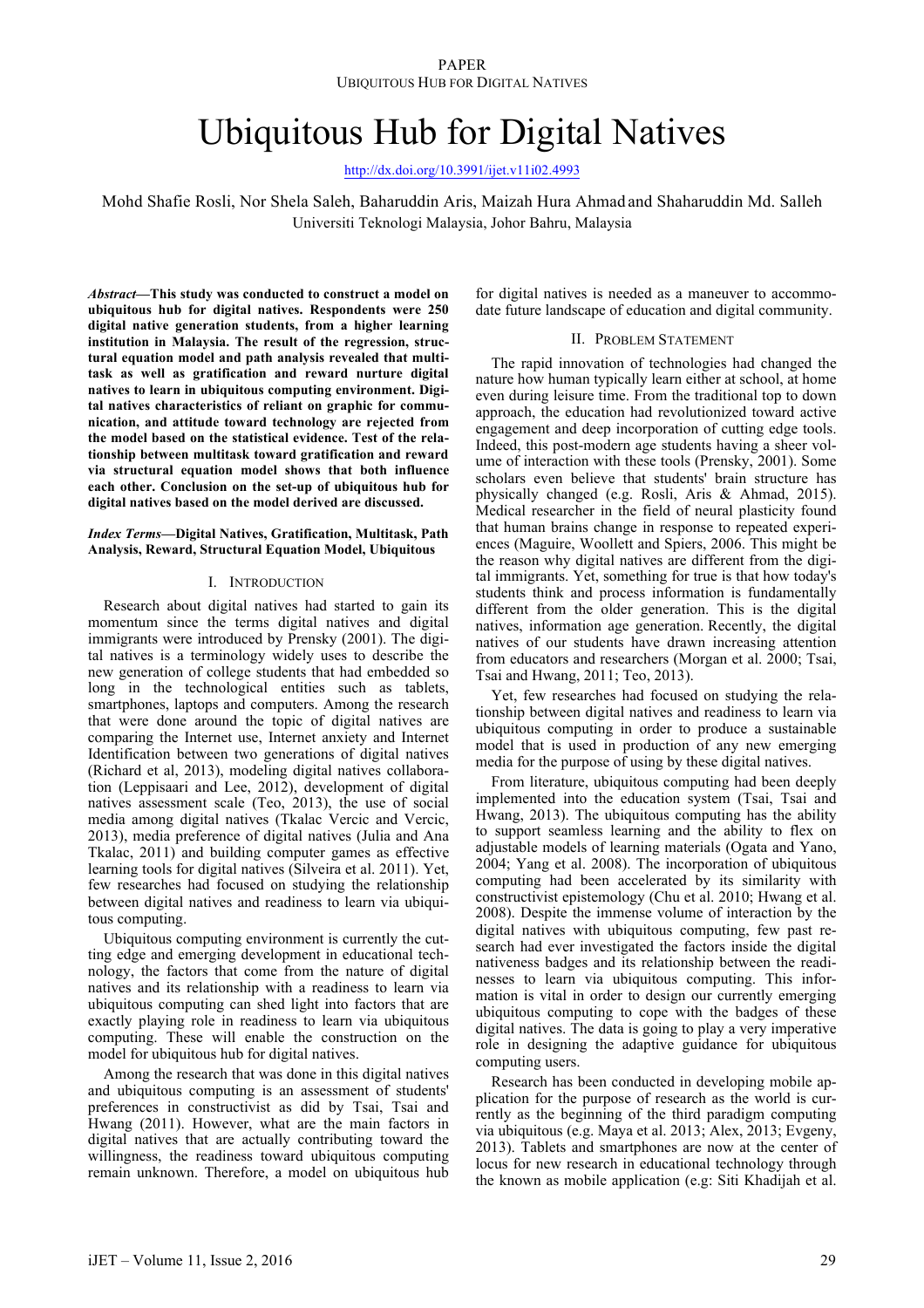# Ubiquitous Hub for Digital Natives

http://dx.doi.org/10.3991/ijet.v11i02.4993

Mohd Shafie Rosli, Nor Shela Saleh, Baharuddin Aris, Maizah Hura Ahmad and Shaharuddin Md. Salleh
Universiti Teknologi Malaysia, Johor Bahru, Malaysia

***Abstract*—This study was conducted to construct a model on ubiquitous hub for digital natives. Respondents were 250 digital native generation students, from a higher learning institution in Malaysia. The result of the regression, structural equation model and path analysis revealed that multitask as well as gratification and reward nurture digital natives to learn in ubiquitous computing environment. Digital natives characteristics of reliant on graphic for communication, and attitude toward technology are rejected from the model based on the statistical evidence. Test of the relationship between multitask toward gratification and reward via structural equation model shows that both influence each other. Conclusion on the set-up of ubiquitous hub for digital natives based on the model derived are discussed.**

***Index Terms*—Digital Natives, Gratification, Multitask, Path Analysis, Reward, Structural Equation Model, Ubiquitous**

## I. Introduction

Research about digital natives had started to gain its momentum since the terms digital natives and digital immigrants were introduced by Prensky (2001). The digital natives is a terminology widely uses to describe the new generation of college students that had embedded so long in the technological entities such as tablets, smartphones, laptops and computers. Among the research that were done around the topic of digital natives are comparing the Internet use, Internet anxiety and Internet Identification between two generations of digital natives (Richard et al, 2013), modeling digital natives collaboration (Leppisaari and Lee, 2012), development of digital natives assessment scale (Teo, 2013), the use of social media among digital natives (Tkalac Vercic and Vercic, 2013), media preference of digital natives (Julia and Ana Tkalac, 2011) and building computer games as effective learning tools for digital natives (Silveira et al. 2011). Yet, few researches had focused on studying the relationship between digital natives and readiness to learn via ubiquitous computing.

Ubiquitous computing environment is currently the cutting edge and emerging development in educational technology, the factors that come from the nature of digital natives and its relationship with a readiness to learn via ubiquitous computing can shed light into factors that are exactly playing role in readiness to learn via ubiquitous computing. These will enable the construction on the model for ubiquitous hub for digital natives.

Among the research that was done in this digital natives and ubiquitous computing is an assessment of students' preferences in constructivist as did by Tsai, Tsai and Hwang (2011). However, what are the main factors in digital natives that are actually contributing toward the willingness, the readiness toward ubiquitous computing remain unknown. Therefore, a model on ubiquitous hub for digital natives is needed as a maneuver to accommodate future landscape of education and digital community.

## II. Problem Statement

The rapid innovation of technologies had changed the nature how human typically learn either at school, at home even during leisure time. From the traditional top to down approach, the education had revolutionized toward active engagement and deep incorporation of cutting edge tools. Indeed, this post-modern age students having a sheer volume of interaction with these tools (Prensky, 2001). Some scholars even believe that students' brain structure has physically changed (e.g. Rosli, Aris & Ahmad, 2015). Medical researcher in the field of neural plasticity found that human brains change in response to repeated experiences (Maguire, Woollett and Spiers, 2006. This might be the reason why digital natives are different from the digital immigrants. Yet, something for true is that how today's students think and process information is fundamentally different from the older generation. This is the digital natives, information age generation. Recently, the digital natives of our students have drawn increasing attention from educators and researchers (Morgan et al. 2000; Tsai, Tsai and Hwang, 2011; Teo, 2013).

Yet, few researches had focused on studying the relationship between digital natives and readiness to learn via ubiquitous computing in order to produce a sustainable model that is used in production of any new emerging media for the purpose of using by these digital natives.

From literature, ubiquitous computing had been deeply implemented into the education system (Tsai, Tsai and Hwang, 2013). The ubiquitous computing has the ability to support seamless learning and the ability to flex on adjustable models of learning materials (Ogata and Yano, 2004; Yang et al. 2008). The incorporation of ubiquitous computing had been accelerated by its similarity with constructivist epistemology (Chu et al. 2010; Hwang et al. 2008). Despite the immense volume of interaction by the digital natives with ubiquitous computing, few past research had ever investigated the factors inside the digital nativeness badges and its relationship between the readinesses to learn via ubiquitous computing. This information is vital in order to design our currently emerging ubiquitous computing to cope with the badges of these digital natives. The data is going to play a very imperative role in designing the adaptive guidance for ubiquitous computing users.

Research has been conducted in developing mobile application for the purpose of research as the world is currently as the beginning of the third paradigm computing via ubiquitous (e.g. Maya et al. 2013; Alex, 2013; Evgeny, 2013). Tablets and smartphones are now at the center of locus for new research in educational technology through the known as mobile application (e.g: Siti Khadijah et al.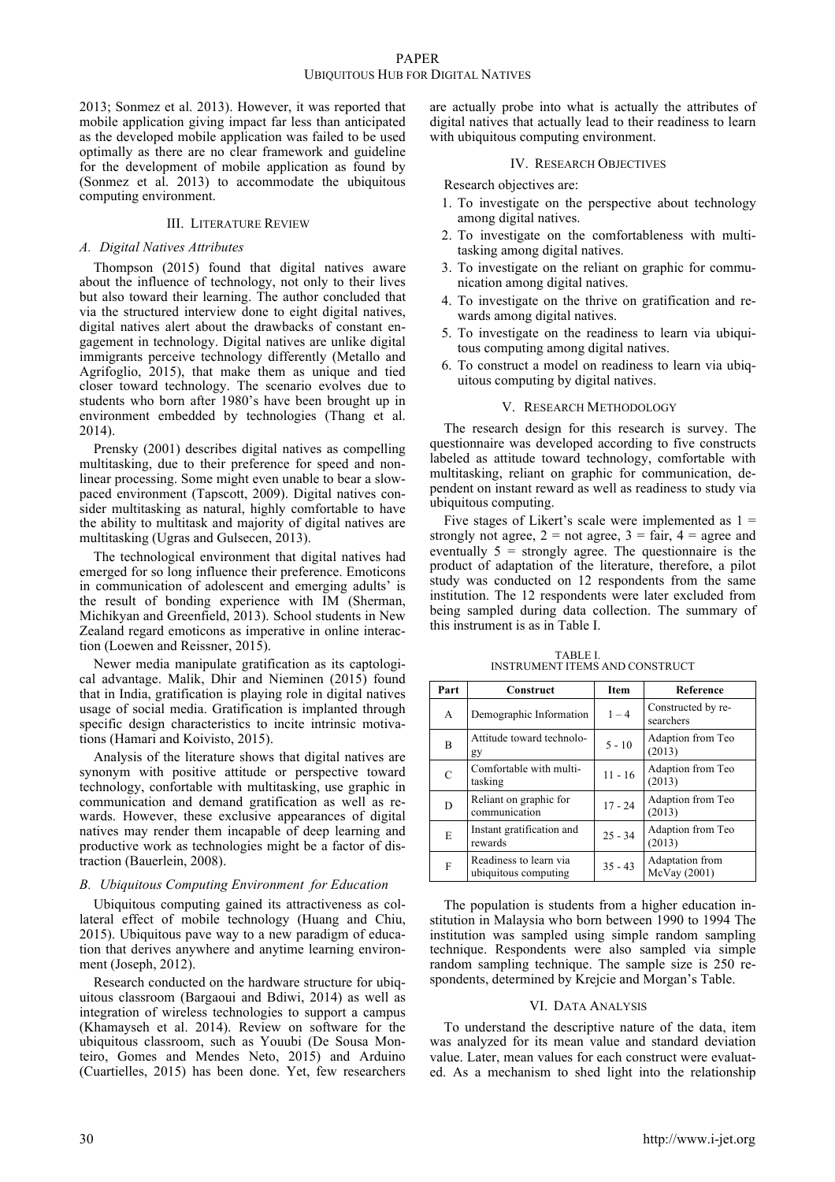2013; Sonmez et al. 2013). However, it was reported that mobile application giving impact far less than anticipated as the developed mobile application was failed to be used optimally as there are no clear framework and guideline for the development of mobile application as found by (Sonmez et al. 2013) to accommodate the ubiquitous computing environment.

## III. Literature Review

### A. Digital Natives Attributes

Thompson (2015) found that digital natives aware about the influence of technology, not only to their lives but also toward their learning. The author concluded that via the structured interview done to eight digital natives, digital natives alert about the drawbacks of constant engagement in technology. Digital natives are unlike digital immigrants perceive technology differently (Metallo and Agrifoglio, 2015), that make them as unique and tied closer toward technology. The scenario evolves due to students who born after 1980's have been brought up in environment embedded by technologies (Thang et al. 2014).

Prensky (2001) describes digital natives as compelling multitasking, due to their preference for speed and non-linear processing. Some might even unable to bear a slow-paced environment (Tapscott, 2009). Digital natives consider multitasking as natural, highly comfortable to have the ability to multitask and majority of digital natives are multitasking (Ugras and Gulsecen, 2013).

The technological environment that digital natives had emerged for so long influence their preference. Emoticons in communication of adolescent and emerging adults' is the result of bonding experience with IM (Sherman, Michikyan and Greenfield, 2013). School students in New Zealand regard emoticons as imperative in online interaction (Loewen and Reissner, 2015).

Newer media manipulate gratification as its captological advantage. Malik, Dhir and Nieminen (2015) found that in India, gratification is playing role in digital natives usage of social media. Gratification is implanted through specific design characteristics to incite intrinsic motivations (Hamari and Koivisto, 2015).

Analysis of the literature shows that digital natives are synonym with positive attitude or perspective toward technology, confortable with multitasking, use graphic in communication and demand gratification as well as rewards. However, these exclusive appearances of digital natives may render them incapable of deep learning and productive work as technologies might be a factor of distraction (Bauerlein, 2008).

### B. Ubiquitous Computing Environment for Education

Ubiquitous computing gained its attractiveness as collateral effect of mobile technology (Huang and Chiu, 2015). Ubiquitous pave way to a new paradigm of education that derives anywhere and anytime learning environment (Joseph, 2012).

Research conducted on the hardware structure for ubiquitous classroom (Bargaoui and Bdiwi, 2014) as well as integration of wireless technologies to support a campus (Khamayseh et al. 2014). Review on software for the ubiquitous classroom, such as Youubi (De Sousa Monteiro, Gomes and Mendes Neto, 2015) and Arduino (Cuartielles, 2015) has been done. Yet, few researchers are actually probe into what is actually the attributes of digital natives that actually lead to their readiness to learn with ubiquitous computing environment.

## IV. Research Objectives

Research objectives are:

1. To investigate on the perspective about technology among digital natives.
2. To investigate on the comfortableness with multi-tasking among digital natives.
3. To investigate on the reliant on graphic for communication among digital natives.
4. To investigate on the thrive on gratification and rewards among digital natives.
5. To investigate on the readiness to learn via ubiquitous computing among digital natives.
6. To construct a model on readiness to learn via ubiquitous computing by digital natives.

## V. Research Methodology

The research design for this research is survey. The questionnaire was developed according to five constructs labeled as attitude toward technology, comfortable with multitasking, reliant on graphic for communication, dependent on instant reward as well as readiness to study via ubiquitous computing.

Five stages of Likert's scale were implemented as 1 = strongly not agree, 2 = not agree, 3 = fair, 4 = agree and eventually 5 = strongly agree. The questionnaire is the product of adaptation of the literature, therefore, a pilot study was conducted on 12 respondents from the same institution. The 12 respondents were later excluded from being sampled during data collection. The summary of this instrument is as in Table I.

TABLE I.
INSTRUMENT ITEMS AND CONSTRUCT

| Part | Construct | Item | Reference |
|---|---|---|---|
| A | Demographic Information | 1 – 4 | Constructed by researchers |
| B | Attitude toward technology | 5 - 10 | Adaption from Teo (2013) |
| C | Comfortable with multitasking | 11 - 16 | Adaption from Teo (2013) |
| D | Reliant on graphic for communication | 17 - 24 | Adaption from Teo (2013) |
| E | Instant gratification and rewards | 25 - 34 | Adaption from Teo (2013) |
| F | Readiness to learn via ubiquitous computing | 35 - 43 | Adaptation from McVay (2001) |

The population is students from a higher education institution in Malaysia who born between 1990 to 1994 The institution was sampled using simple random sampling technique. Respondents were also sampled via simple random sampling technique. The sample size is 250 respondents, determined by Krejcie and Morgan's Table.

## VI. Data Analysis

To understand the descriptive nature of the data, item was analyzed for its mean value and standard deviation value. Later, mean values for each construct were evaluated. As a mechanism to shed light into the relationship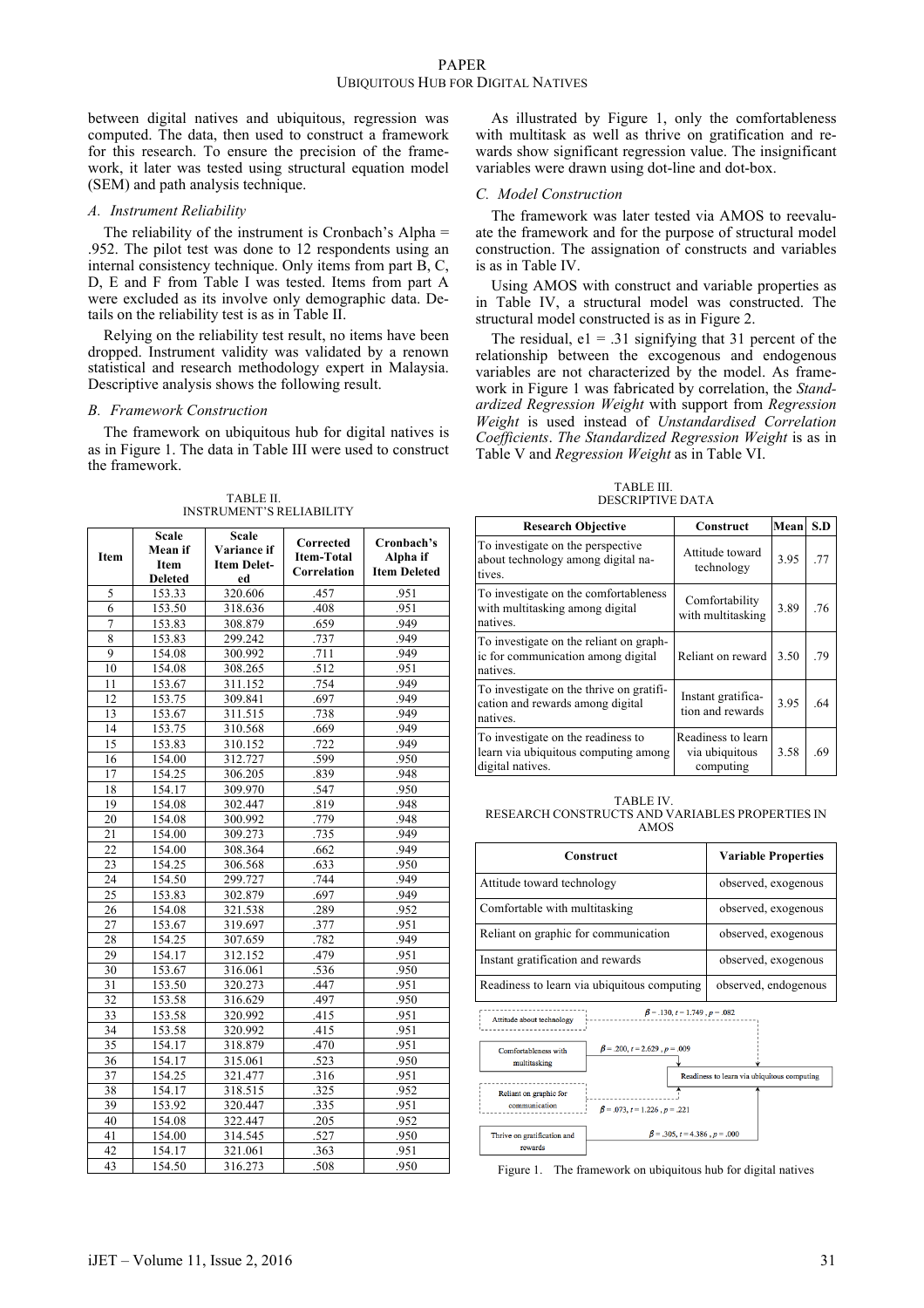between digital natives and ubiquitous, regression was computed. The data, then used to construct a framework for this research. To ensure the precision of the framework, it later was tested using structural equation model (SEM) and path analysis technique.

### A. Instrument Reliability

The reliability of the instrument is Cronbach's Alpha = .952. The pilot test was done to 12 respondents using an internal consistency technique. Only items from part B, C, D, E and F from Table I was tested. Items from part A were excluded as its involve only demographic data. Details on the reliability test is as in Table II.

Relying on the reliability test result, no items have been dropped. Instrument validity was validated by a renown statistical and research methodology expert in Malaysia. Descriptive analysis shows the following result.

### B. Framework Construction

The framework on ubiquitous hub for digital natives is as in Figure 1. The data in Table III were used to construct the framework.

TABLE II.
INSTRUMENT'S RELIABILITY

| Item | Scale Mean if Item Deleted | Scale Variance if Item Deleted | Corrected Item-Total Correlation | Cronbach's Alpha if Item Deleted |
|---|---|---|---|---|
| 5 | 153.33 | 320.606 | .457 | .951 |
| 6 | 153.50 | 318.636 | .408 | .951 |
| 7 | 153.83 | 308.879 | .659 | .949 |
| 8 | 153.83 | 299.242 | .737 | .949 |
| 9 | 154.08 | 300.992 | .711 | .949 |
| 10 | 154.08 | 308.265 | .512 | .951 |
| 11 | 153.67 | 311.152 | .754 | .949 |
| 12 | 153.75 | 309.841 | .697 | .949 |
| 13 | 153.67 | 311.515 | .738 | .949 |
| 14 | 153.75 | 310.568 | .669 | .949 |
| 15 | 153.83 | 310.152 | .722 | .949 |
| 16 | 154.00 | 312.727 | .599 | .950 |
| 17 | 154.25 | 306.205 | .839 | .948 |
| 18 | 154.17 | 309.970 | .547 | .950 |
| 19 | 154.08 | 302.447 | .819 | .948 |
| 20 | 154.08 | 300.992 | .779 | .948 |
| 21 | 154.00 | 309.273 | .735 | .949 |
| 22 | 154.00 | 308.364 | .662 | .949 |
| 23 | 154.25 | 306.568 | .633 | .950 |
| 24 | 154.50 | 299.727 | .744 | .949 |
| 25 | 153.83 | 302.879 | .697 | .949 |
| 26 | 154.08 | 321.538 | .289 | .952 |
| 27 | 153.67 | 319.697 | .377 | .951 |
| 28 | 154.25 | 307.659 | .782 | .949 |
| 29 | 154.17 | 312.152 | .479 | .951 |
| 30 | 153.67 | 316.061 | .536 | .950 |
| 31 | 153.50 | 320.273 | .447 | .951 |
| 32 | 153.58 | 316.629 | .497 | .950 |
| 33 | 153.58 | 320.992 | .415 | .951 |
| 34 | 153.58 | 320.992 | .415 | .951 |
| 35 | 154.17 | 318.879 | .470 | .951 |
| 36 | 154.17 | 315.061 | .523 | .950 |
| 37 | 154.25 | 321.477 | .316 | .951 |
| 38 | 154.17 | 318.515 | .325 | .952 |
| 39 | 153.92 | 320.447 | .335 | .951 |
| 40 | 154.08 | 322.447 | .205 | .952 |
| 41 | 154.00 | 314.545 | .527 | .950 |
| 42 | 154.17 | 321.061 | .363 | .951 |
| 43 | 154.50 | 316.273 | .508 | .950 |

As illustrated by Figure 1, only the comfortableness with multitask as well as thrive on gratification and rewards show significant regression value. The insignificant variables were drawn using dot-line and dot-box.

### C. Model Construction

The framework was later tested via AMOS to reevaluate the framework and for the purpose of structural model construction. The assignation of constructs and variables is as in Table IV.

Using AMOS with construct and variable properties as in Table IV, a structural model was constructed. The structural model constructed is as in Figure 2.

The residual, e1 = .31 signifying that 31 percent of the relationship between the excogenous and endogenous variables are not characterized by the model. As framework in Figure 1 was fabricated by correlation, the *Standardized Regression Weight* with support from *Regression Weight* is used instead of *Unstandardised Correlation Coefficients*. *The Standardized Regression Weight* is as in Table V and *Regression Weight* as in Table VI.

TABLE III.
DESCRIPTIVE DATA

| Research Objective | Construct | Mean | S.D |
|---|---|---|---|
| To investigate on the perspective about technology among digital natives. | Attitude toward technology | 3.95 | .77 |
| To investigate on the comfortableness with multitasking among digital natives. | Comfortability with multitasking | 3.89 | .76 |
| To investigate on the reliant on graphic for communication among digital natives. | Reliant on reward | 3.50 | .79 |
| To investigate on the thrive on gratification and rewards among digital natives. | Instant gratification and rewards | 3.95 | .64 |
| To investigate on the readiness to learn via ubiquitous computing among digital natives. | Readiness to learn via ubiquitous computing | 3.58 | .69 |

TABLE IV.
RESEARCH CONSTRUCTS AND VARIABLES PROPERTIES IN AMOS

| Construct | Variable Properties |
|---|---|
| Attitude toward technology | observed, exogenous |
| Comfortable with multitasking | observed, exogenous |
| Reliant on graphic for communication | observed, exogenous |
| Instant gratification and rewards | observed, exogenous |
| Readiness to learn via ubiquitous computing | observed, endogenous |

Attitude about technology — $\beta = .130$, $t = 1.749$, $p = .082$

Comfortableness with multitasking — $\beta = .200$, $t = 2.629$, $p = .009$

Readiness to learn via ubiquitous computing

Reliant on graphic for communication — $\beta = .073$, $t = 1.226$, $p = .221$

Thrive on gratification and rewards — $\beta = .305$, $t = 4.386$, $p = .000$

Figure 1. The framework on ubiquitous hub for digital natives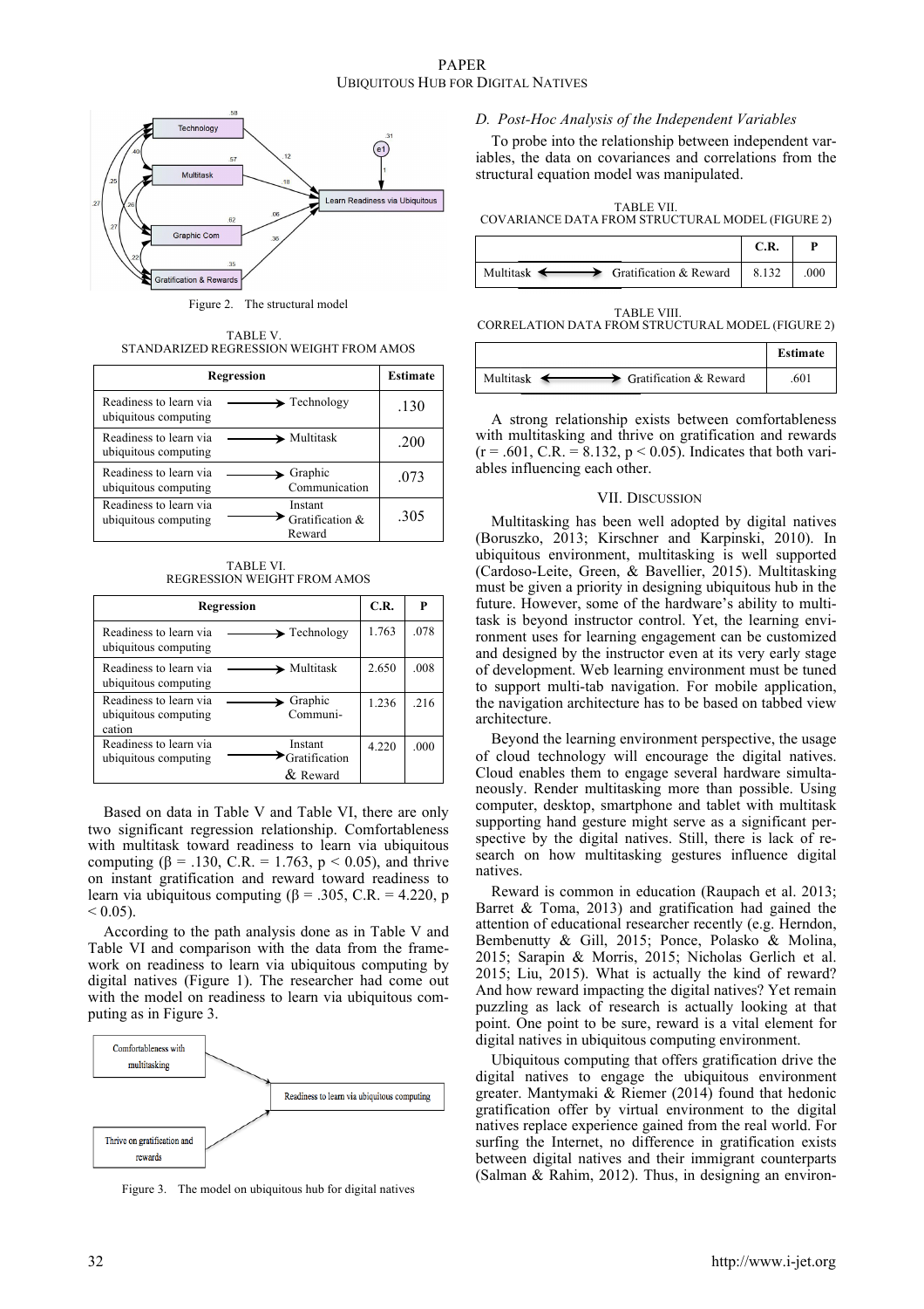Figure 2. The structural model

TABLE V.
STANDARIZED REGRESSION WEIGHT FROM AMOS

| Regression | | Estimate |
|---|---|---|
| Readiness to learn via ubiquitous computing | → Technology | .130 |
| Readiness to learn via ubiquitous computing | → Multitask | .200 |
| Readiness to learn via ubiquitous computing | → Graphic Communication | .073 |
| Readiness to learn via ubiquitous computing | → Instant Gratification & Reward | .305 |

TABLE VI.
REGRESSION WEIGHT FROM AMOS

| Regression | | C.R. | P |
|---|---|---|---|
| Readiness to learn via ubiquitous computing | → Technology | 1.763 | .078 |
| Readiness to learn via ubiquitous computing | → Multitask | 2.650 | .008 |
| Readiness to learn via ubiquitous computing cation | → Graphic Communi- | 1.236 | .216 |
| Readiness to learn via ubiquitous computing | → Instant Gratification & Reward | 4.220 | .000 |

Based on data in Table V and Table VI, there are only two significant regression relationship. Comfortableness with multitask toward readiness to learn via ubiquitous computing ($\beta$ = .130, C.R. = 1.763, $p < 0.05$), and thrive on instant gratification and reward toward readiness to learn via ubiquitous computing ($\beta$ = .305, C.R. = 4.220, $p < 0.05$).

According to the path analysis done as in Table V and Table VI and comparison with the data from the framework on readiness to learn via ubiquitous computing by digital natives (Figure 1). The researcher had come out with the model on readiness to learn via ubiquitous computing as in Figure 3.

Figure 3. The model on ubiquitous hub for digital natives

### D. Post-Hoc Analysis of the Independent Variables

To probe into the relationship between independent variables, the data on covariances and correlations from the structural equation model was manipulated.

TABLE VII.
COVARIANCE DATA FROM STRUCTURAL MODEL (FIGURE 2)

| | C.R. | P |
|---|---|---|
| Multitask ⟷ Gratification & Reward | 8.132 | .000 |

TABLE VIII.
CORRELATION DATA FROM STRUCTURAL MODEL (FIGURE 2)

| | Estimate |
|---|---|
| Multitask ⟷ Gratification & Reward | .601 |

A strong relationship exists between comfortableness with multitasking and thrive on gratification and rewards ($r$ = .601, C.R. = 8.132, $p < 0.05$). Indicates that both variables influencing each other.

## VII. Discussion

Multitasking has been well adopted by digital natives (Boruszko, 2013; Kirschner and Karpinski, 2010). In ubiquitous environment, multitasking is well supported (Cardoso-Leite, Green, & Bavellier, 2015). Multitasking must be given a priority in designing ubiquitous hub in the future. However, some of the hardware's ability to multitask is beyond instructor control. Yet, the learning environment uses for learning engagement can be customized and designed by the instructor even at its very early stage of development. Web learning environment must be tuned to support multi-tab navigation. For mobile application, the navigation architecture has to be based on tabbed view architecture.

Beyond the learning environment perspective, the usage of cloud technology will encourage the digital natives. Cloud enables them to engage several hardware simultaneously. Render multitasking more than possible. Using computer, desktop, smartphone and tablet with multitask supporting hand gesture might serve as a significant perspective by the digital natives. Still, there is lack of research on how multitasking gestures influence digital natives.

Reward is common in education (Raupach et al. 2013; Barret & Toma, 2013) and gratification had gained the attention of educational researcher recently (e.g. Herndon, Bembenutty & Gill, 2015; Ponce, Polasko & Molina, 2015; Sarapin & Morris, 2015; Nicholas Gerlich et al. 2015; Liu, 2015). What is actually the kind of reward? And how reward impacting the digital natives? Yet remain puzzling as lack of research is actually looking at that point. One point to be sure, reward is a vital element for digital natives in ubiquitous computing environment.

Ubiquitous computing that offers gratification drive the digital natives to engage the ubiquitous environment greater. Mantymaki & Riemer (2014) found that hedonic gratification offer by virtual environment to the digital natives replace experience gained from the real world. For surfing the Internet, no difference in gratification exists between digital natives and their immigrant counterparts (Salman & Rahim, 2012). Thus, in designing an environ-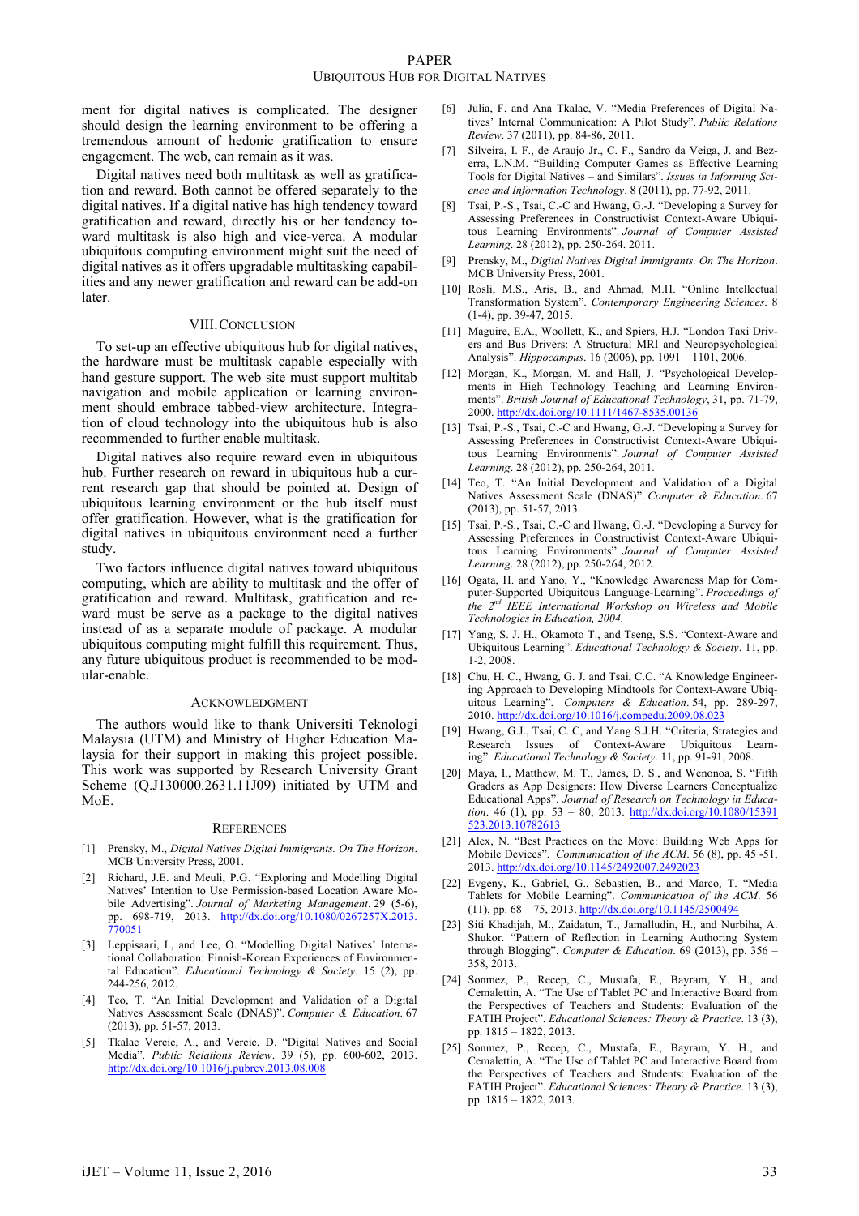ment for digital natives is complicated. The designer should design the learning environment to be offering a tremendous amount of hedonic gratification to ensure engagement. The web, can remain as it was.

Digital natives need both multitask as well as gratification and reward. Both cannot be offered separately to the digital natives. If a digital native has high tendency toward gratification and reward, directly his or her tendency toward multitask is also high and vice-verca. A modular ubiquitous computing environment might suit the need of digital natives as it offers upgradable multitasking capabilities and any newer gratification and reward can be add-on later.

## VIII. Conclusion

To set-up an effective ubiquitous hub for digital natives, the hardware must be multitask capable especially with hand gesture support. The web site must support multitab navigation and mobile application or learning environment should embrace tabbed-view architecture. Integration of cloud technology into the ubiquitous hub is also recommended to further enable multitask.

Digital natives also require reward even in ubiquitous hub. Further research on reward in ubiquitous hub a current research gap that should be pointed at. Design of ubiquitous learning environment or the hub itself must offer gratification. However, what is the gratification for digital natives in ubiquitous environment need a further study.

Two factors influence digital natives toward ubiquitous computing, which are ability to multitask and the offer of gratification and reward. Multitask, gratification and reward must be serve as a package to the digital natives instead of as a separate module of package. A modular ubiquitous computing might fulfill this requirement. Thus, any future ubiquitous product is recommended to be modular-enable.

## Acknowledgment

The authors would like to thank Universiti Teknologi Malaysia (UTM) and Ministry of Higher Education Malaysia for their support in making this project possible. This work was supported by Research University Grant Scheme (Q.J130000.2631.11J09) initiated by UTM and MoE.

## References

[1] Prensky, M., *Digital Natives Digital Immigrants. On The Horizon*. MCB University Press, 2001.

[2] Richard, J.E. and Meuli, P.G. "Exploring and Modelling Digital Natives' Intention to Use Permission-based Location Aware Mobile Advertising". *Journal of Marketing Management*. 29 (5-6), pp. 698-719, 2013. http://dx.doi.org/10.1080/0267257X.2013.770051

[3] Leppisaari, I., and Lee, O. "Modelling Digital Natives' International Collaboration: Finnish-Korean Experiences of Environmental Education". *Educational Technology & Society.* 15 (2), pp. 244-256, 2012.

[4] Teo, T. "An Initial Development and Validation of a Digital Natives Assessment Scale (DNAS)". *Computer & Education*. 67 (2013), pp. 51-57, 2013.

[5] Tkalac Vercic, A., and Vercic, D. "Digital Natives and Social Media". *Public Relations Review*. 39 (5), pp. 600-602, 2013. http://dx.doi.org/10.1016/j.pubrev.2013.08.008

[6] Julia, F. and Ana Tkalac, V. "Media Preferences of Digital Natives' Internal Communication: A Pilot Study". *Public Relations Review*. 37 (2011), pp. 84-86, 2011.

[7] Silveira, I. F., de Araujo Jr., C. F., Sandro da Veiga, J. and Bezerra, L.N.M. "Building Computer Games as Effective Learning Tools for Digital Natives – and Similars". *Issues in Informing Science and Information Technology*. 8 (2011), pp. 77-92, 2011.

[8] Tsai, P.-S., Tsai, C.-C and Hwang, G.-J. "Developing a Survey for Assessing Preferences in Constructivist Context-Aware Ubiquitous Learning Environments". *Journal of Computer Assisted Learning*. 28 (2012), pp. 250-264. 2011.

[9] Prensky, M., *Digital Natives Digital Immigrants. On The Horizon*. MCB University Press, 2001.

[10] Rosli, M.S., Aris, B., and Ahmad, M.H. "Online Intellectual Transformation System". *Contemporary Engineering Sciences*. 8 (1-4), pp. 39-47, 2015.

[11] Maguire, E.A., Woollett, K., and Spiers, H.J. "London Taxi Drivers and Bus Drivers: A Structural MRI and Neuropsychological Analysis". *Hippocampus*. 16 (2006), pp. 1091 – 1101, 2006.

[12] Morgan, K., Morgan, M. and Hall, J. "Psychological Developments in High Technology Teaching and Learning Environments". *British Journal of Educational Technology*, 31, pp. 71-79, 2000. http://dx.doi.org/10.1111/1467-8535.00136

[13] Tsai, P.-S., Tsai, C.-C and Hwang, G.-J. "Developing a Survey for Assessing Preferences in Constructivist Context-Aware Ubiquitous Learning Environments". *Journal of Computer Assisted Learning*. 28 (2012), pp. 250-264, 2011.

[14] Teo, T. "An Initial Development and Validation of a Digital Natives Assessment Scale (DNAS)". *Computer & Education*. 67 (2013), pp. 51-57, 2013.

[15] Tsai, P.-S., Tsai, C.-C and Hwang, G.-J. "Developing a Survey for Assessing Preferences in Constructivist Context-Aware Ubiquitous Learning Environments". *Journal of Computer Assisted Learning*. 28 (2012), pp. 250-264, 2012.

[16] Ogata, H. and Yano, Y., "Knowledge Awareness Map for Computer-Supported Ubiquitous Language-Learning". *Proceedings of the 2nd IEEE International Workshop on Wireless and Mobile Technologies in Education, 2004.*

[17] Yang, S. J. H., Okamoto T., and Tseng, S.S. "Context-Aware and Ubiquitous Learning". *Educational Technology & Society*. 11, pp. 1-2, 2008.

[18] Chu, H. C., Hwang, G. J. and Tsai, C.C. "A Knowledge Engineering Approach to Developing Mindtools for Context-Aware Ubiquitous Learning". *Computers & Education*. 54, pp. 289-297, 2010. http://dx.doi.org/10.1016/j.compedu.2009.08.023

[19] Hwang, G.J., Tsai, C. C, and Yang S.J.H. "Criteria, Strategies and Research Issues of Context-Aware Ubiquitous Learning". *Educational Technology & Society*. 11, pp. 81-91, 2008.

[20] Maya, I., Matthew, M. T., James, D. S., and Wenonoa, S. "Fifth Graders as App Designers: How Diverse Learners Conceptualize Educational Apps". *Journal of Research on Technology in Education*. 46 (1), pp. 53 – 80, 2013. http://dx.doi.org/10.1080/15391523.2013.10782613

[21] Alex, N. "Best Practices on the Move: Building Web Apps for Mobile Devices". *Communication of the ACM*. 56 (8), pp. 45 -51, 2013. http://dx.doi.org/10.1145/2492007.2492023

[22] Evgeny, K., Gabriel, G., Sebastien, B., and Marco, T. "Media Tablets for Mobile Learning". *Communication of the ACM*. 56 (11), pp. 68 – 75, 2013. http://dx.doi.org/10.1145/2500494

[23] Siti Khadijah, M., Zaidatun, T., Jamalludin, H., and Nurbiha, A. Shukor. "Pattern of Reflection in Learning Authoring System through Blogging". *Computer & Education*. 69 (2013), pp. 356 – 358, 2013.

[24] Sonmez, P., Recep, C., Mustafa, E., Bayram, Y. H., and Cemalettin, A. "The Use of Tablet PC and Interactive Board from the Perspectives of Teachers and Students: Evaluation of the FATIH Project". *Educational Sciences: Theory & Practice*. 13 (3), pp. 1815 – 1822, 2013.

[25] Sonmez, P., Recep, C., Mustafa, E., Bayram, Y. H., and Cemalettin, A. "The Use of Tablet PC and Interactive Board from the Perspectives of Teachers and Students: Evaluation of the FATIH Project". *Educational Sciences: Theory & Practice*. 13 (3), pp. 1815 – 1822, 2013.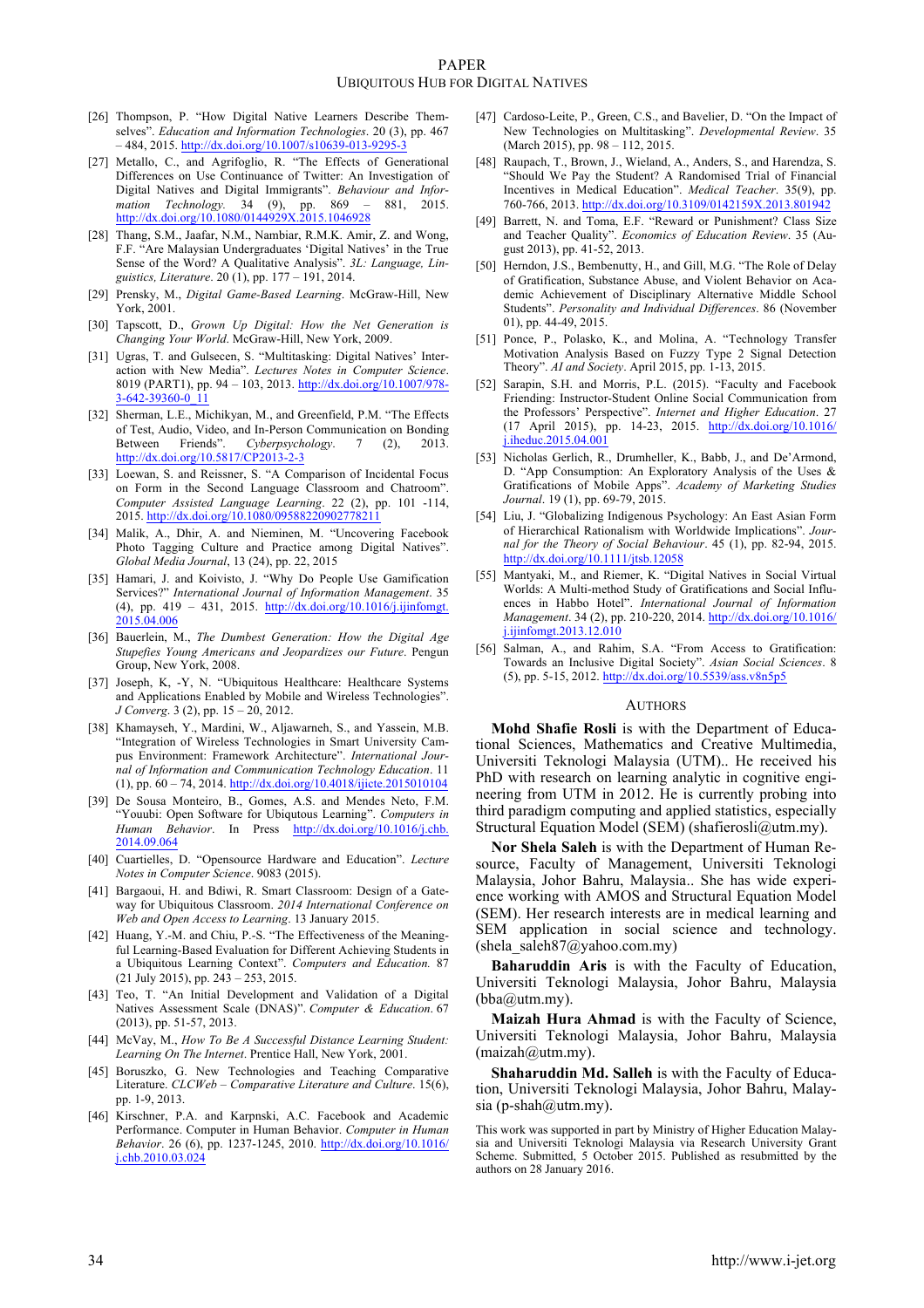[26] Thompson, P. "How Digital Native Learners Describe Themselves". *Education and Information Technologies*. 20 (3), pp. 467 – 484, 2015. http://dx.doi.org/10.1007/s10639-013-9295-3

[27] Metallo, C., and Agrifoglio, R. "The Effects of Generational Differences on Use Continuance of Twitter: An Investigation of Digital Natives and Digital Immigrants". *Behaviour and Information Technology.* 34 (9), pp. 869 – 881, 2015. http://dx.doi.org/10.1080/0144929X.2015.1046928

[28] Thang, S.M., Jaafar, N.M., Nambiar, R.M.K. Amir, Z. and Wong, F.F. "Are Malaysian Undergraduates 'Digital Natives' in the True Sense of the Word? A Qualitative Analysis". *3L: Language, Linguistics, Literature*. 20 (1), pp. 177 – 191, 2014.

[29] Prensky, M., *Digital Game-Based Learning*. McGraw-Hill, New York, 2001.

[30] Tapscott, D., *Grown Up Digital: How the Net Generation is Changing Your World*. McGraw-Hill, New York, 2009.

[31] Ugras, T. and Gulsecen, S. "Multitasking: Digital Natives' Interaction with New Media". *Lectures Notes in Computer Science*. 8019 (PART1), pp. 94 – 103, 2013. http://dx.doi.org/10.1007/978-3-642-39360-0_11

[32] Sherman, L.E., Michikyan, M., and Greenfield, P.M. "The Effects of Test, Audio, Video, and In-Person Communication on Bonding Between Friends". *Cyberpsychology*. 7 (2), 2013. http://dx.doi.org/10.5817/CP2013-2-3

[33] Loewan, S. and Reissner, S. "A Comparison of Incidental Focus on Form in the Second Language Classroom and Chatroom". *Computer Assisted Language Learning*. 22 (2), pp. 101 -114, 2015. http://dx.doi.org/10.1080/09588220902778211

[34] Malik, A., Dhir, A. and Nieminen, M. "Uncovering Facebook Photo Tagging Culture and Practice among Digital Natives". *Global Media Journal*, 13 (24), pp. 22, 2015

[35] Hamari, J. and Koivisto, J. "Why Do People Use Gamification Services?" *International Journal of Information Management*. 35 (4), pp. 419 – 431, 2015. http://dx.doi.org/10.1016/j.ijinfomgt.2015.04.006

[36] Bauerlein, M., *The Dumbest Generation: How the Digital Age Stupefies Young Americans and Jeopardizes our Future*. Pengun Group, New York, 2008.

[37] Joseph, K, -Y, N. "Ubiquitous Healthcare: Healthcare Systems and Applications Enabled by Mobile and Wireless Technologies". *J Converg*. 3 (2), pp. 15 – 20, 2012.

[38] Khamayseh, Y., Mardini, W., Aljawarneh, S., and Yassein, M.B. "Integration of Wireless Technologies in Smart University Campus Environment: Framework Architecture". *International Journal of Information and Communication Technology Education*. 11 (1), pp. 60 – 74, 2014. http://dx.doi.org/10.4018/ijicte.2015010104

[39] De Sousa Monteiro, B., Gomes, A.S. and Mendes Neto, F.M. "Youubi: Open Software for Ubiquitous Learning". *Computers in Human Behavior*. In Press http://dx.doi.org/10.1016/j.chb.2014.09.064

[40] Cuartielles, D. "Opensource Hardware and Education". *Lecture Notes in Computer Science*. 9083 (2015).

[41] Bargaoui, H. and Bdiwi, R. Smart Classroom: Design of a Gateway for Ubiquitous Classroom. *2014 International Conference on Web and Open Access to Learning*. 13 January 2015.

[42] Huang, Y.-M. and Chiu, P.-S. "The Effectiveness of the Meaningful Learning-Based Evaluation for Different Achieving Students in a Ubiquitous Learning Context". *Computers and Education.* 87 (21 July 2015), pp. 243 – 253, 2015.

[43] Teo, T. "An Initial Development and Validation of a Digital Natives Assessment Scale (DNAS)". *Computer & Education*. 67 (2013), pp. 51-57, 2013.

[44] McVay, M., *How To Be A Successful Distance Learning Student: Learning On The Internet*. Prentice Hall, New York, 2001.

[45] Boruszko, G. New Technologies and Teaching Comparative Literature. *CLCWeb – Comparative Literature and Culture*. 15(6), pp. 1-9, 2013.

[46] Kirschner, P.A. and Karpnski, A.C. Facebook and Academic Performance. Computer in Human Behavior. *Computer in Human Behavior*. 26 (6), pp. 1237-1245, 2010. http://dx.doi.org/10.1016/j.chb.2010.03.024

[47] Cardoso-Leite, P., Green, C.S., and Bavelier, D. "On the Impact of New Technologies on Multitasking". *Developmental Review*. 35 (March 2015), pp. 98 – 112, 2015.

[48] Raupach, T., Brown, J., Wieland, A., Anders, S., and Harendza, S. "Should We Pay the Student? A Randomised Trial of Financial Incentives in Medical Education". *Medical Teacher*. 35(9), pp. 760-766, 2013. http://dx.doi.org/10.3109/0142159X.2013.801942

[49] Barrett, N. and Toma, E.F. "Reward or Punishment? Class Size and Teacher Quality". *Economics of Education Review*. 35 (August 2013), pp. 41-52, 2013.

[50] Herndon, J.S., Bembenutty, H., and Gill, M.G. "The Role of Delay of Gratification, Substance Abuse, and Violent Behavior on Academic Achievement of Disciplinary Alternative Middle School Students". *Personality and Individual Differences*. 86 (November 01), pp. 44-49, 2015.

[51] Ponce, P., Polasko, K., and Molina, A. "Technology Transfer Motivation Analysis Based on Fuzzy Type 2 Signal Detection Theory". *AI and Society*. April 2015, pp. 1-13, 2015.

[52] Sarapin, S.H. and Morris, P.L. (2015). "Faculty and Facebook Friending: Instructor-Student Online Social Communication from the Professors' Perspective". *Internet and Higher Education*. 27 (17 April 2015), pp. 14-23, 2015. http://dx.doi.org/10.1016/j.iheduc.2015.04.001

[53] Nicholas Gerlich, R., Drumheller, K., Babb, J., and De'Armond, D. "App Consumption: An Exploratory Analysis of the Uses & Gratifications of Mobile Apps". *Academy of Marketing Studies Journal*. 19 (1), pp. 69-79, 2015.

[54] Liu, J. "Globalizing Indigenous Psychology: An East Asian Form of Hierarchical Rationalism with Worldwide Implications". *Journal for the Theory of Social Behaviour*. 45 (1), pp. 82-94, 2015. http://dx.doi.org/10.1111/jtsb.12058

[55] Mantyaki, M., and Riemer, K. "Digital Natives in Social Virtual Worlds: A Multi-method Study of Gratifications and Social Influences in Habbo Hotel". *International Journal of Information Management*. 34 (2), pp. 210-220, 2014. http://dx.doi.org/10.1016/j.ijinfomgt.2013.12.010

[56] Salman, A., and Rahim, S.A. "From Access to Gratification: Towards an Inclusive Digital Society". *Asian Social Sciences*. 8 (5), pp. 5-15, 2012. http://dx.doi.org/10.5539/ass.v8n5p5

## AUTHORS

**Mohd Shafie Rosli** is with the Department of Educational Sciences, Mathematics and Creative Multimedia, Universiti Teknologi Malaysia (UTM).. He received his PhD with research on learning analytic in cognitive engineering from UTM in 2012. He is currently probing into third paradigm computing and applied statistics, especially Structural Equation Model (SEM) (shafierosli@utm.my).

**Nor Shela Saleh** is with the Department of Human Resource, Faculty of Management, Universiti Teknologi Malaysia, Johor Bahru, Malaysia.. She has wide experience working with AMOS and Structural Equation Model (SEM). Her research interests are in medical learning and SEM application in social science and technology. (shela_saleh87@yahoo.com.my)

**Baharuddin Aris** is with the Faculty of Education, Universiti Teknologi Malaysia, Johor Bahru, Malaysia (bba@utm.my).

**Maizah Hura Ahmad** is with the Faculty of Science, Universiti Teknologi Malaysia, Johor Bahru, Malaysia (maizah@utm.my).

**Shaharuddin Md. Salleh** is with the Faculty of Education, Universiti Teknologi Malaysia, Johor Bahru, Malaysia (p-shah@utm.my).

This work was supported in part by Ministry of Higher Education Malaysia and Universiti Teknologi Malaysia via Research University Grant Scheme. Submitted, 5 October 2015. Published as resubmitted by the authors on 28 January 2016.